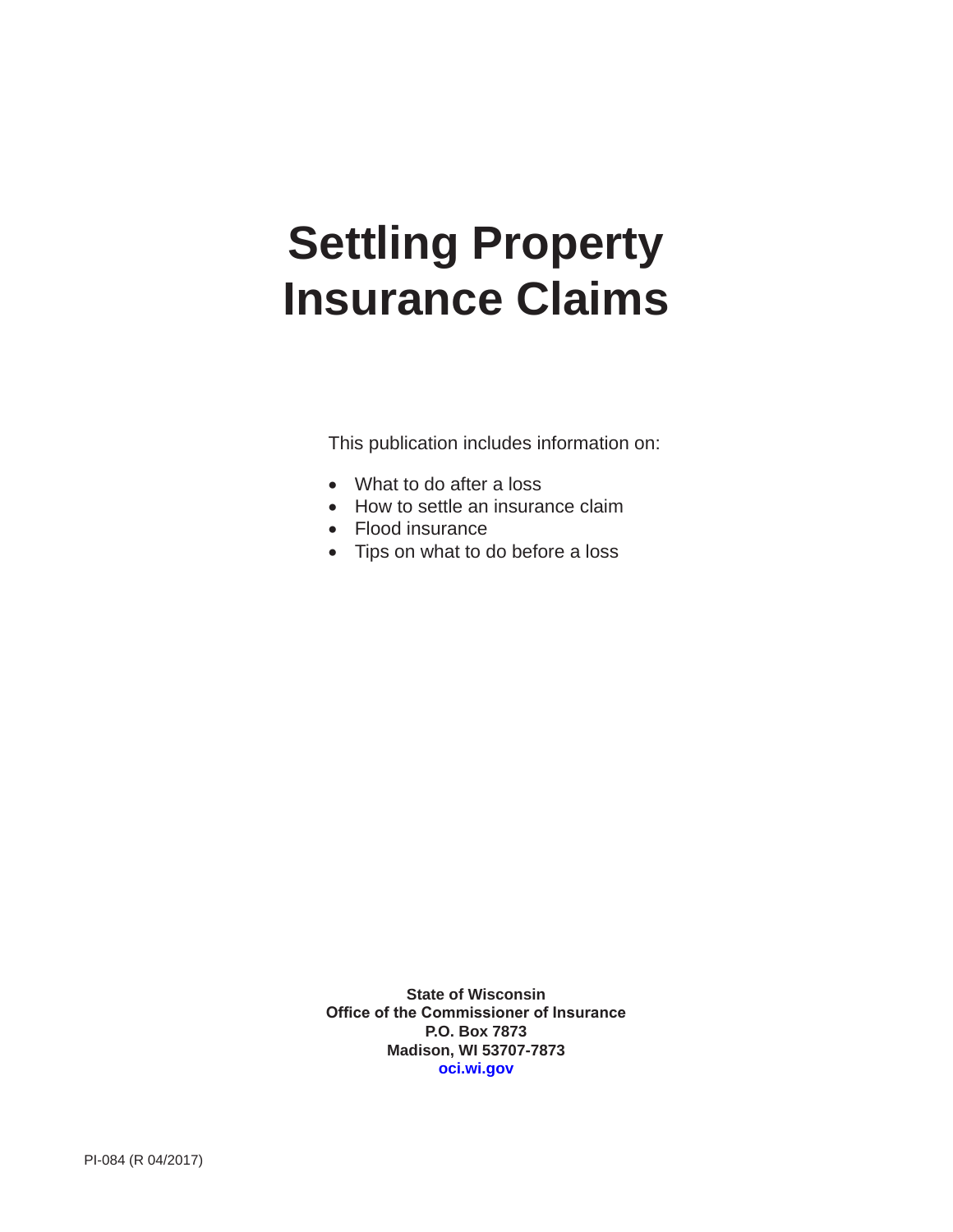# Settling Property Insurance Claims

This publication includes information on:

- What to do after a loss
- How to settle an insurance claim
- Flood insurance
- Tips on what to do before a loss

**State of Wisconsin**
**Office of the Commissioner of Insurance**
**P.O. Box 7873**
**Madison, WI 53707-7873**
**oci.wi.gov**

PI-084 (R 04/2017)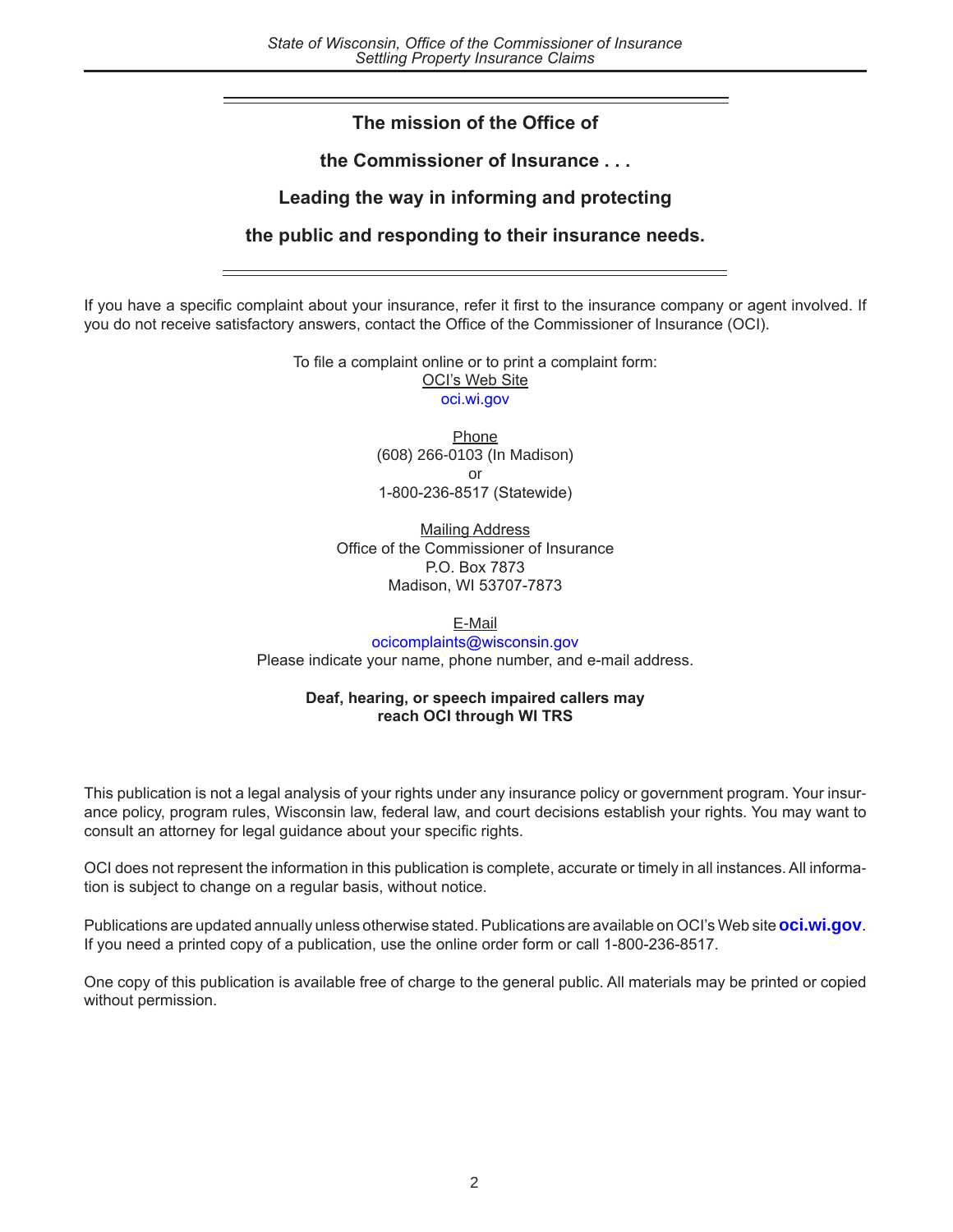**The mission of the Office of**

**the Commissioner of Insurance . . .**

**Leading the way in informing and protecting**

**the public and responding to their insurance needs.**

---

If you have a specific complaint about your insurance, refer it first to the insurance company or agent involved. If you do not receive satisfactory answers, contact the Office of the Commissioner of Insurance (OCI).

To file a complaint online or to print a complaint form:
OCI's Web Site
oci.wi.gov

Phone
(608) 266-0103 (In Madison)
or
1-800-236-8517 (Statewide)

Mailing Address
Office of the Commissioner of Insurance
P.O. Box 7873
Madison, WI 53707-7873

E-Mail
ocicomplaints@wisconsin.gov
Please indicate your name, phone number, and e-mail address.

**Deaf, hearing, or speech impaired callers may reach OCI through WI TRS**

This publication is not a legal analysis of your rights under any insurance policy or government program. Your insurance policy, program rules, Wisconsin law, federal law, and court decisions establish your rights. You may want to consult an attorney for legal guidance about your specific rights.

OCI does not represent the information in this publication is complete, accurate or timely in all instances. All information is subject to change on a regular basis, without notice.

Publications are updated annually unless otherwise stated. Publications are available on OCI's Web site **oci.wi.gov**. If you need a printed copy of a publication, use the online order form or call 1-800-236-8517.

One copy of this publication is available free of charge to the general public. All materials may be printed or copied without permission.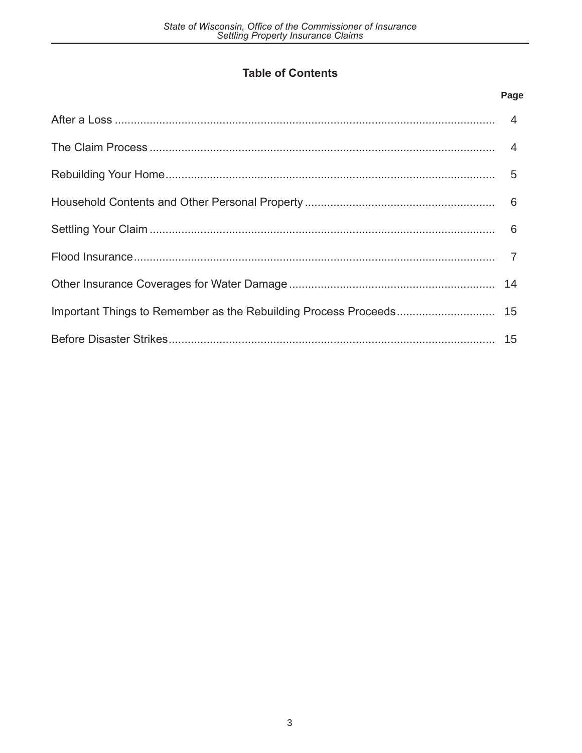## Table of Contents

| | Page |
|---|---|
| After a Loss | 4 |
| The Claim Process | 4 |
| Rebuilding Your Home | 5 |
| Household Contents and Other Personal Property | 6 |
| Settling Your Claim | 6 |
| Flood Insurance | 7 |
| Other Insurance Coverages for Water Damage | 14 |
| Important Things to Remember as the Rebuilding Process Proceeds | 15 |
| Before Disaster Strikes | 15 |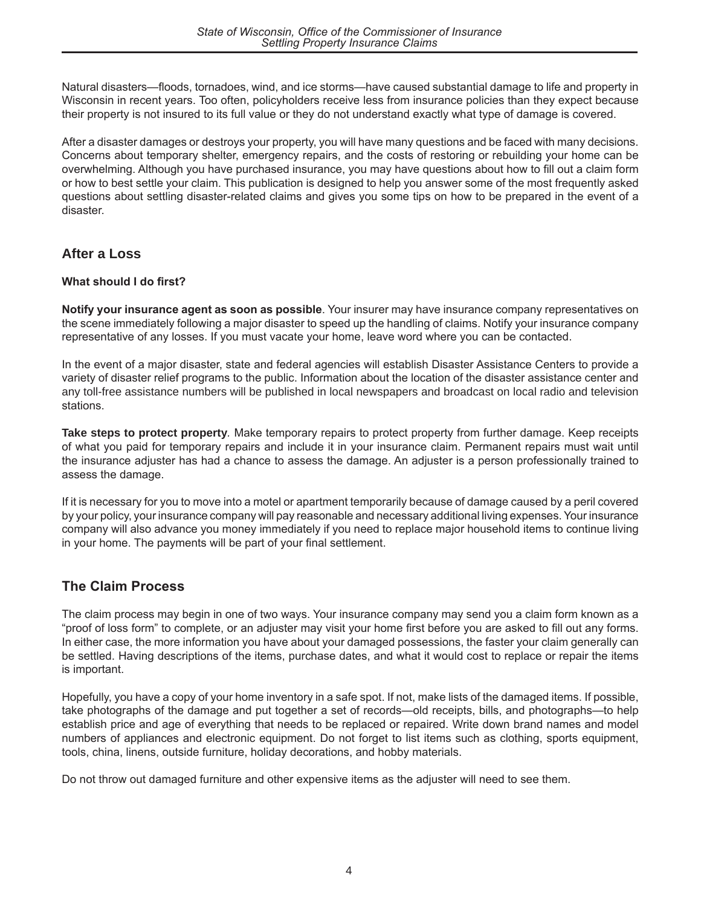Natural disasters—floods, tornadoes, wind, and ice storms—have caused substantial damage to life and property in Wisconsin in recent years. Too often, policyholders receive less from insurance policies than they expect because their property is not insured to its full value or they do not understand exactly what type of damage is covered.

After a disaster damages or destroys your property, you will have many questions and be faced with many decisions. Concerns about temporary shelter, emergency repairs, and the costs of restoring or rebuilding your home can be overwhelming. Although you have purchased insurance, you may have questions about how to fill out a claim form or how to best settle your claim. This publication is designed to help you answer some of the most frequently asked questions about settling disaster-related claims and gives you some tips on how to be prepared in the event of a disaster.

## After a Loss

#### What should I do first?

**Notify your insurance agent as soon as possible**. Your insurer may have insurance company representatives on the scene immediately following a major disaster to speed up the handling of claims. Notify your insurance company representative of any losses. If you must vacate your home, leave word where you can be contacted.

In the event of a major disaster, state and federal agencies will establish Disaster Assistance Centers to provide a variety of disaster relief programs to the public. Information about the location of the disaster assistance center and any toll-free assistance numbers will be published in local newspapers and broadcast on local radio and television stations.

**Take steps to protect property**. Make temporary repairs to protect property from further damage. Keep receipts of what you paid for temporary repairs and include it in your insurance claim. Permanent repairs must wait until the insurance adjuster has had a chance to assess the damage. An adjuster is a person professionally trained to assess the damage.

If it is necessary for you to move into a motel or apartment temporarily because of damage caused by a peril covered by your policy, your insurance company will pay reasonable and necessary additional living expenses. Your insurance company will also advance you money immediately if you need to replace major household items to continue living in your home. The payments will be part of your final settlement.

## The Claim Process

The claim process may begin in one of two ways. Your insurance company may send you a claim form known as a "proof of loss form" to complete, or an adjuster may visit your home first before you are asked to fill out any forms. In either case, the more information you have about your damaged possessions, the faster your claim generally can be settled. Having descriptions of the items, purchase dates, and what it would cost to replace or repair the items is important.

Hopefully, you have a copy of your home inventory in a safe spot. If not, make lists of the damaged items. If possible, take photographs of the damage and put together a set of records—old receipts, bills, and photographs—to help establish price and age of everything that needs to be replaced or repaired. Write down brand names and model numbers of appliances and electronic equipment. Do not forget to list items such as clothing, sports equipment, tools, china, linens, outside furniture, holiday decorations, and hobby materials.

Do not throw out damaged furniture and other expensive items as the adjuster will need to see them.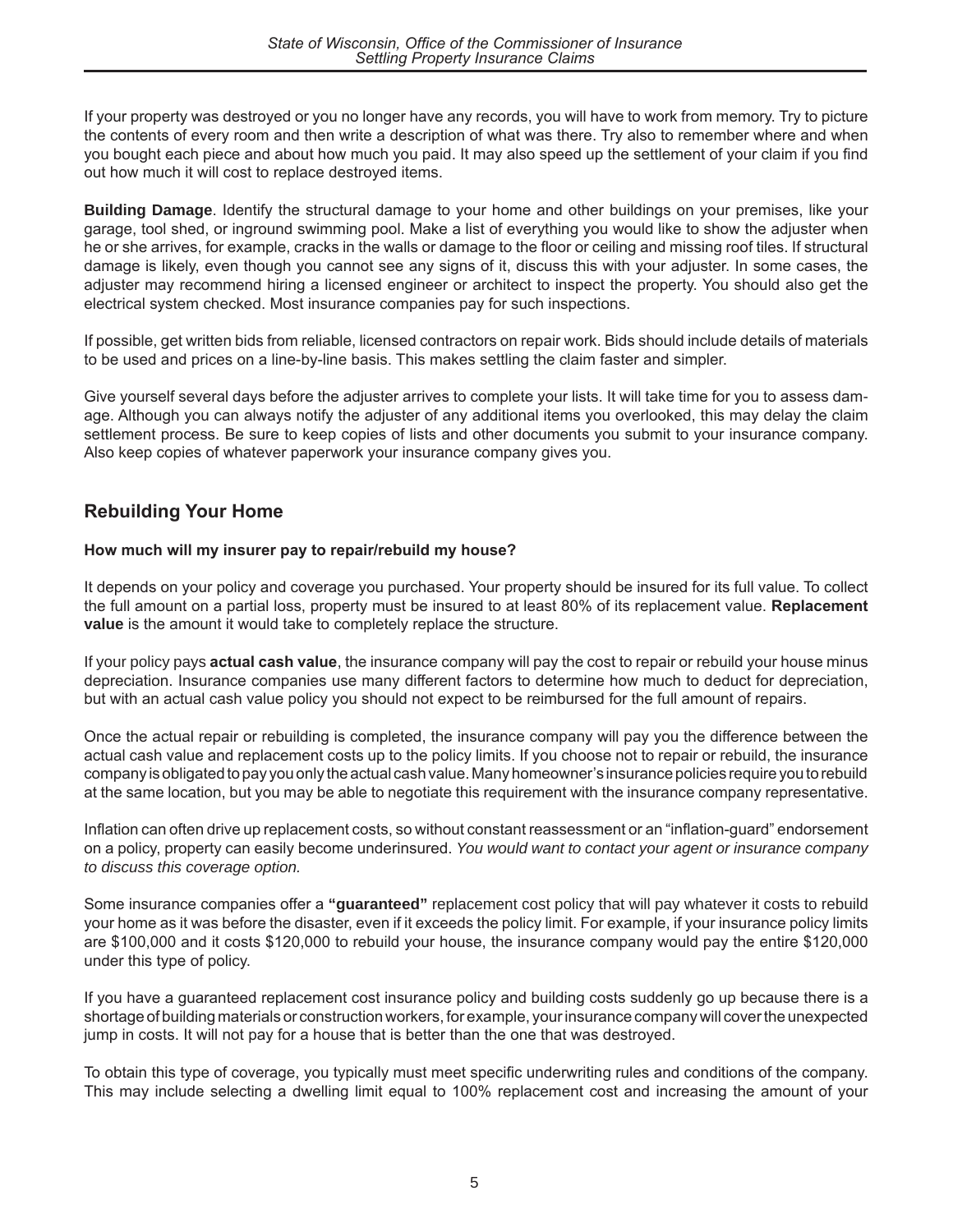If your property was destroyed or you no longer have any records, you will have to work from memory. Try to picture the contents of every room and then write a description of what was there. Try also to remember where and when you bought each piece and about how much you paid. It may also speed up the settlement of your claim if you find out how much it will cost to replace destroyed items.

**Building Damage**. Identify the structural damage to your home and other buildings on your premises, like your garage, tool shed, or inground swimming pool. Make a list of everything you would like to show the adjuster when he or she arrives, for example, cracks in the walls or damage to the floor or ceiling and missing roof tiles. If structural damage is likely, even though you cannot see any signs of it, discuss this with your adjuster. In some cases, the adjuster may recommend hiring a licensed engineer or architect to inspect the property. You should also get the electrical system checked. Most insurance companies pay for such inspections.

If possible, get written bids from reliable, licensed contractors on repair work. Bids should include details of materials to be used and prices on a line-by-line basis. This makes settling the claim faster and simpler.

Give yourself several days before the adjuster arrives to complete your lists. It will take time for you to assess damage. Although you can always notify the adjuster of any additional items you overlooked, this may delay the claim settlement process. Be sure to keep copies of lists and other documents you submit to your insurance company. Also keep copies of whatever paperwork your insurance company gives you.

## Rebuilding Your Home

**How much will my insurer pay to repair/rebuild my house?**

It depends on your policy and coverage you purchased. Your property should be insured for its full value. To collect the full amount on a partial loss, property must be insured to at least 80% of its replacement value. **Replacement value** is the amount it would take to completely replace the structure.

If your policy pays **actual cash value**, the insurance company will pay the cost to repair or rebuild your house minus depreciation. Insurance companies use many different factors to determine how much to deduct for depreciation, but with an actual cash value policy you should not expect to be reimbursed for the full amount of repairs.

Once the actual repair or rebuilding is completed, the insurance company will pay you the difference between the actual cash value and replacement costs up to the policy limits. If you choose not to repair or rebuild, the insurance company is obligated to pay you only the actual cash value. Many homeowner's insurance policies require you to rebuild at the same location, but you may be able to negotiate this requirement with the insurance company representative.

Inflation can often drive up replacement costs, so without constant reassessment or an "inflation-guard" endorsement on a policy, property can easily become underinsured. *You would want to contact your agent or insurance company to discuss this coverage option.*

Some insurance companies offer a **"guaranteed"** replacement cost policy that will pay whatever it costs to rebuild your home as it was before the disaster, even if it exceeds the policy limit. For example, if your insurance policy limits are $100,000 and it costs $120,000 to rebuild your house, the insurance company would pay the entire $120,000 under this type of policy.

If you have a guaranteed replacement cost insurance policy and building costs suddenly go up because there is a shortage of building materials or construction workers, for example, your insurance company will cover the unexpected jump in costs. It will not pay for a house that is better than the one that was destroyed.

To obtain this type of coverage, you typically must meet specific underwriting rules and conditions of the company. This may include selecting a dwelling limit equal to 100% replacement cost and increasing the amount of your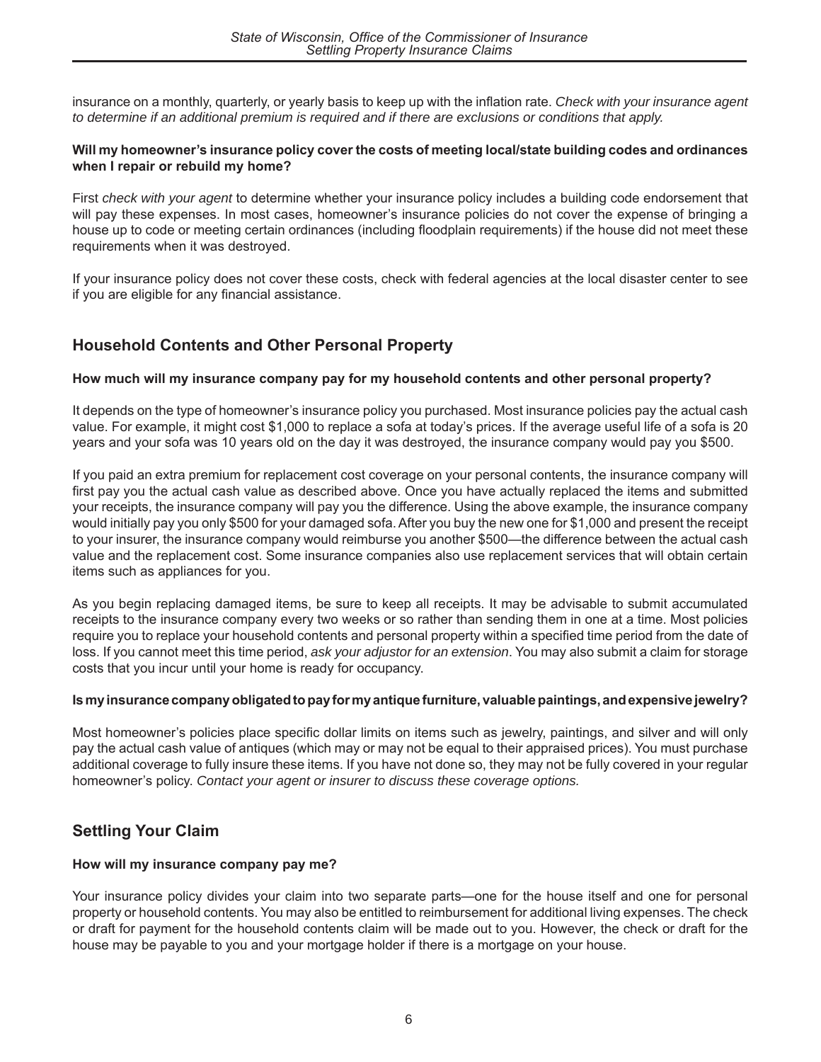insurance on a monthly, quarterly, or yearly basis to keep up with the inflation rate. *Check with your insurance agent to determine if an additional premium is required and if there are exclusions or conditions that apply.*

**Will my homeowner's insurance policy cover the costs of meeting local/state building codes and ordinances when I repair or rebuild my home?**

First *check with your agent* to determine whether your insurance policy includes a building code endorsement that will pay these expenses. In most cases, homeowner's insurance policies do not cover the expense of bringing a house up to code or meeting certain ordinances (including floodplain requirements) if the house did not meet these requirements when it was destroyed.

If your insurance policy does not cover these costs, check with federal agencies at the local disaster center to see if you are eligible for any financial assistance.

## Household Contents and Other Personal Property

**How much will my insurance company pay for my household contents and other personal property?**

It depends on the type of homeowner's insurance policy you purchased. Most insurance policies pay the actual cash value. For example, it might cost $1,000 to replace a sofa at today's prices. If the average useful life of a sofa is 20 years and your sofa was 10 years old on the day it was destroyed, the insurance company would pay you $500.

If you paid an extra premium for replacement cost coverage on your personal contents, the insurance company will first pay you the actual cash value as described above. Once you have actually replaced the items and submitted your receipts, the insurance company will pay you the difference. Using the above example, the insurance company would initially pay you only $500 for your damaged sofa. After you buy the new one for $1,000 and present the receipt to your insurer, the insurance company would reimburse you another $500—the difference between the actual cash value and the replacement cost. Some insurance companies also use replacement services that will obtain certain items such as appliances for you.

As you begin replacing damaged items, be sure to keep all receipts. It may be advisable to submit accumulated receipts to the insurance company every two weeks or so rather than sending them in one at a time. Most policies require you to replace your household contents and personal property within a specified time period from the date of loss. If you cannot meet this time period, *ask your adjustor for an extension*. You may also submit a claim for storage costs that you incur until your home is ready for occupancy.

**Is my insurance company obligated to pay for my antique furniture, valuable paintings, and expensive jewelry?**

Most homeowner's policies place specific dollar limits on items such as jewelry, paintings, and silver and will only pay the actual cash value of antiques (which may or may not be equal to their appraised prices). You must purchase additional coverage to fully insure these items. If you have not done so, they may not be fully covered in your regular homeowner's policy. *Contact your agent or insurer to discuss these coverage options.*

## Settling Your Claim

**How will my insurance company pay me?**

Your insurance policy divides your claim into two separate parts—one for the house itself and one for personal property or household contents. You may also be entitled to reimbursement for additional living expenses. The check or draft for payment for the household contents claim will be made out to you. However, the check or draft for the house may be payable to you and your mortgage holder if there is a mortgage on your house.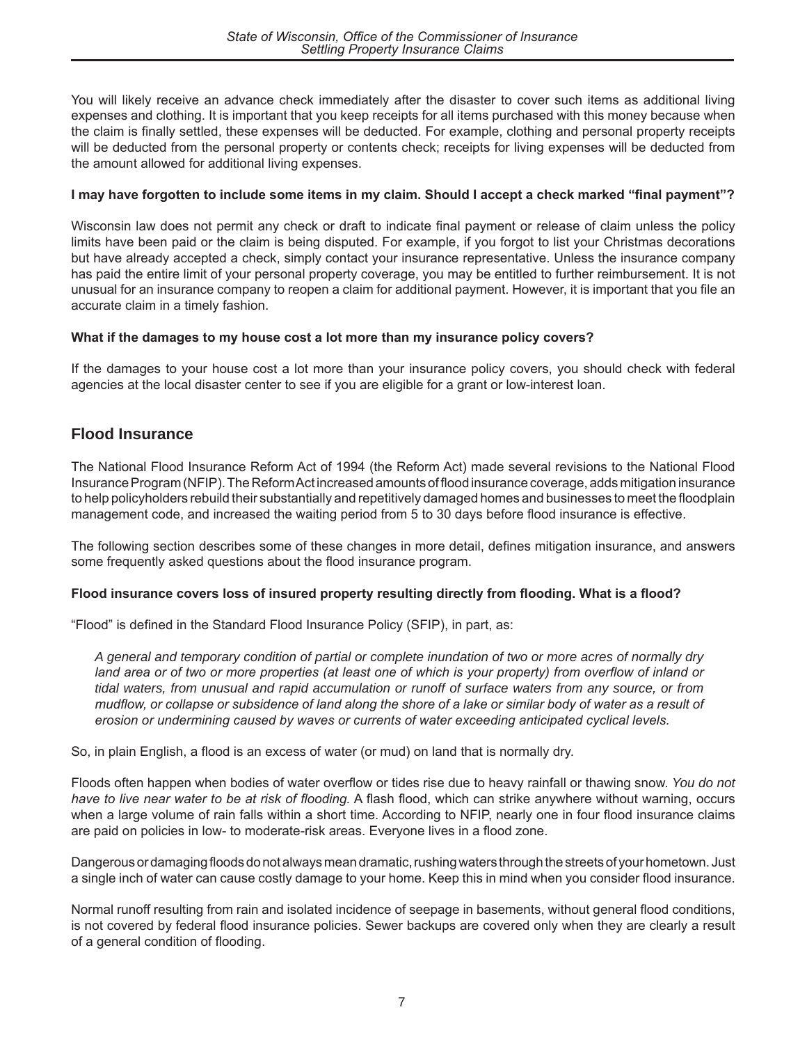You will likely receive an advance check immediately after the disaster to cover such items as additional living expenses and clothing. It is important that you keep receipts for all items purchased with this money because when the claim is finally settled, these expenses will be deducted. For example, clothing and personal property receipts will be deducted from the personal property or contents check; receipts for living expenses will be deducted from the amount allowed for additional living expenses.

**I may have forgotten to include some items in my claim. Should I accept a check marked "final payment"?**

Wisconsin law does not permit any check or draft to indicate final payment or release of claim unless the policy limits have been paid or the claim is being disputed. For example, if you forgot to list your Christmas decorations but have already accepted a check, simply contact your insurance representative. Unless the insurance company has paid the entire limit of your personal property coverage, you may be entitled to further reimbursement. It is not unusual for an insurance company to reopen a claim for additional payment. However, it is important that you file an accurate claim in a timely fashion.

**What if the damages to my house cost a lot more than my insurance policy covers?**

If the damages to your house cost a lot more than your insurance policy covers, you should check with federal agencies at the local disaster center to see if you are eligible for a grant or low-interest loan.

## Flood Insurance

The National Flood Insurance Reform Act of 1994 (the Reform Act) made several revisions to the National Flood Insurance Program (NFIP). The Reform Act increased amounts of flood insurance coverage, adds mitigation insurance to help policyholders rebuild their substantially and repetitively damaged homes and businesses to meet the floodplain management code, and increased the waiting period from 5 to 30 days before flood insurance is effective.

The following section describes some of these changes in more detail, defines mitigation insurance, and answers some frequently asked questions about the flood insurance program.

**Flood insurance covers loss of insured property resulting directly from flooding. What is a flood?**

"Flood" is defined in the Standard Flood Insurance Policy (SFIP), in part, as:

> *A general and temporary condition of partial or complete inundation of two or more acres of normally dry land area or of two or more properties (at least one of which is your property) from overflow of inland or tidal waters, from unusual and rapid accumulation or runoff of surface waters from any source, or from mudflow, or collapse or subsidence of land along the shore of a lake or similar body of water as a result of erosion or undermining caused by waves or currents of water exceeding anticipated cyclical levels.*

So, in plain English, a flood is an excess of water (or mud) on land that is normally dry.

Floods often happen when bodies of water overflow or tides rise due to heavy rainfall or thawing snow. *You do not have to live near water to be at risk of flooding.* A flash flood, which can strike anywhere without warning, occurs when a large volume of rain falls within a short time. According to NFIP, nearly one in four flood insurance claims are paid on policies in low- to moderate-risk areas. Everyone lives in a flood zone.

Dangerous or damaging floods do not always mean dramatic, rushing waters through the streets of your hometown. Just a single inch of water can cause costly damage to your home. Keep this in mind when you consider flood insurance.

Normal runoff resulting from rain and isolated incidence of seepage in basements, without general flood conditions, is not covered by federal flood insurance policies. Sewer backups are covered only when they are clearly a result of a general condition of flooding.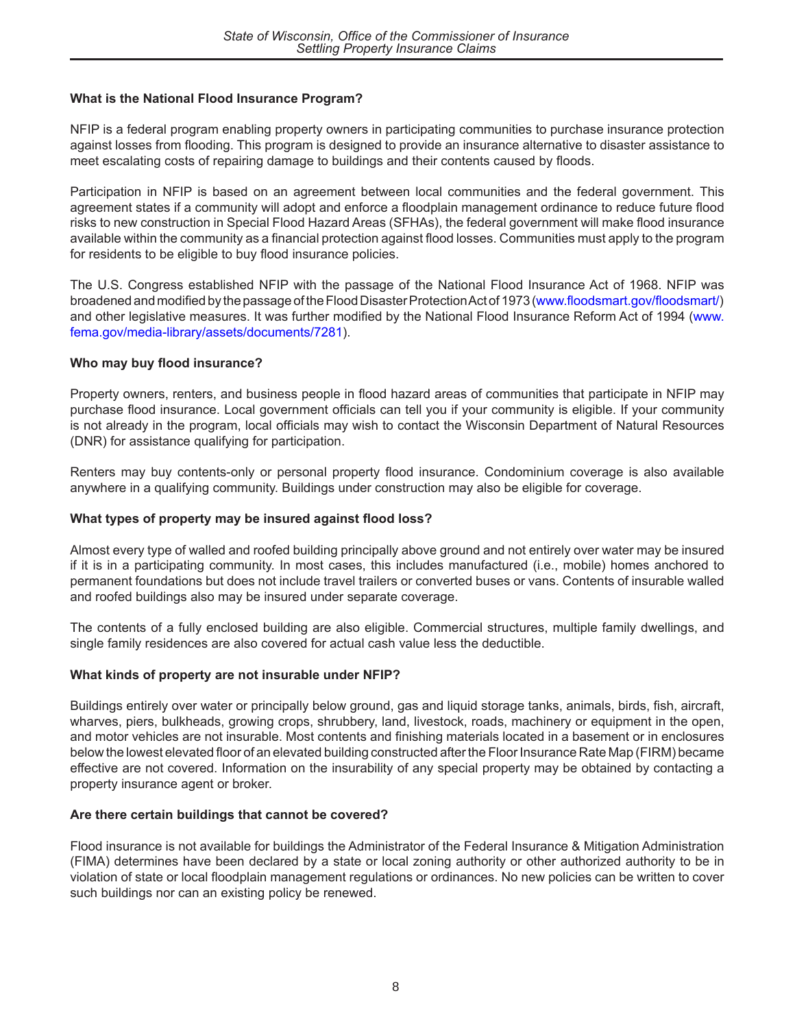### What is the National Flood Insurance Program?

NFIP is a federal program enabling property owners in participating communities to purchase insurance protection against losses from flooding. This program is designed to provide an insurance alternative to disaster assistance to meet escalating costs of repairing damage to buildings and their contents caused by floods.

Participation in NFIP is based on an agreement between local communities and the federal government. This agreement states if a community will adopt and enforce a floodplain management ordinance to reduce future flood risks to new construction in Special Flood Hazard Areas (SFHAs), the federal government will make flood insurance available within the community as a financial protection against flood losses. Communities must apply to the program for residents to be eligible to buy flood insurance policies.

The U.S. Congress established NFIP with the passage of the National Flood Insurance Act of 1968. NFIP was broadened and modified by the passage of the Flood Disaster Protection Act of 1973 (www.floodsmart.gov/floodsmart/) and other legislative measures. It was further modified by the National Flood Insurance Reform Act of 1994 (www.fema.gov/media-library/assets/documents/7281).

### Who may buy flood insurance?

Property owners, renters, and business people in flood hazard areas of communities that participate in NFIP may purchase flood insurance. Local government officials can tell you if your community is eligible. If your community is not already in the program, local officials may wish to contact the Wisconsin Department of Natural Resources (DNR) for assistance qualifying for participation.

Renters may buy contents-only or personal property flood insurance. Condominium coverage is also available anywhere in a qualifying community. Buildings under construction may also be eligible for coverage.

### What types of property may be insured against flood loss?

Almost every type of walled and roofed building principally above ground and not entirely over water may be insured if it is in a participating community. In most cases, this includes manufactured (i.e., mobile) homes anchored to permanent foundations but does not include travel trailers or converted buses or vans. Contents of insurable walled and roofed buildings also may be insured under separate coverage.

The contents of a fully enclosed building are also eligible. Commercial structures, multiple family dwellings, and single family residences are also covered for actual cash value less the deductible.

### What kinds of property are not insurable under NFIP?

Buildings entirely over water or principally below ground, gas and liquid storage tanks, animals, birds, fish, aircraft, wharves, piers, bulkheads, growing crops, shrubbery, land, livestock, roads, machinery or equipment in the open, and motor vehicles are not insurable. Most contents and finishing materials located in a basement or in enclosures below the lowest elevated floor of an elevated building constructed after the Floor Insurance Rate Map (FIRM) became effective are not covered. Information on the insurability of any special property may be obtained by contacting a property insurance agent or broker.

### Are there certain buildings that cannot be covered?

Flood insurance is not available for buildings the Administrator of the Federal Insurance & Mitigation Administration (FIMA) determines have been declared by a state or local zoning authority or other authorized authority to be in violation of state or local floodplain management regulations or ordinances. No new policies can be written to cover such buildings nor can an existing policy be renewed.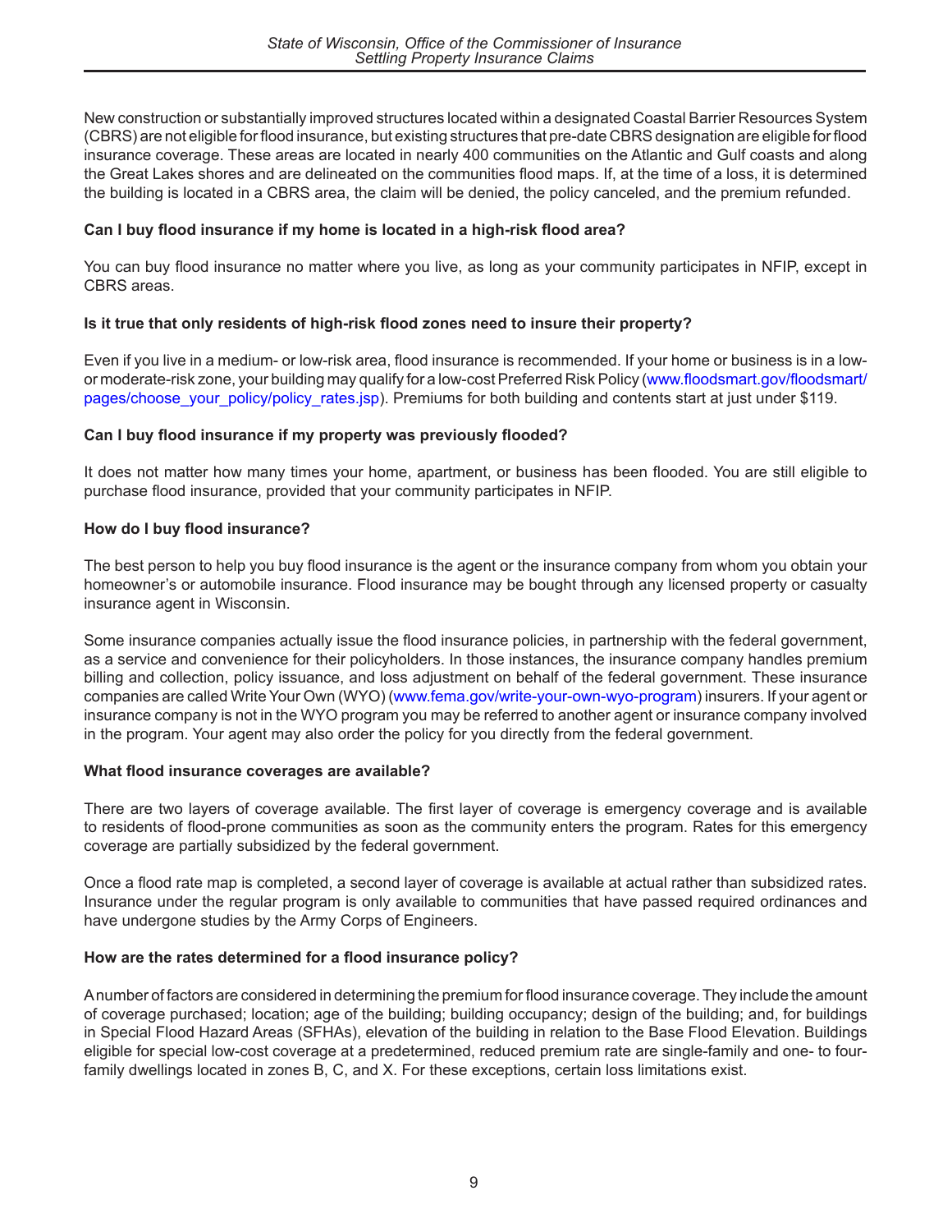New construction or substantially improved structures located within a designated Coastal Barrier Resources System (CBRS) are not eligible for flood insurance, but existing structures that pre-date CBRS designation are eligible for flood insurance coverage. These areas are located in nearly 400 communities on the Atlantic and Gulf coasts and along the Great Lakes shores and are delineated on the communities flood maps. If, at the time of a loss, it is determined the building is located in a CBRS area, the claim will be denied, the policy canceled, and the premium refunded.

**Can I buy flood insurance if my home is located in a high-risk flood area?**

You can buy flood insurance no matter where you live, as long as your community participates in NFIP, except in CBRS areas.

**Is it true that only residents of high-risk flood zones need to insure their property?**

Even if you live in a medium- or low-risk area, flood insurance is recommended. If your home or business is in a low- or moderate-risk zone, your building may qualify for a low-cost Preferred Risk Policy (www.floodsmart.gov/floodsmart/pages/choose_your_policy/policy_rates.jsp). Premiums for both building and contents start at just under $119.

**Can I buy flood insurance if my property was previously flooded?**

It does not matter how many times your home, apartment, or business has been flooded. You are still eligible to purchase flood insurance, provided that your community participates in NFIP.

**How do I buy flood insurance?**

The best person to help you buy flood insurance is the agent or the insurance company from whom you obtain your homeowner's or automobile insurance. Flood insurance may be bought through any licensed property or casualty insurance agent in Wisconsin.

Some insurance companies actually issue the flood insurance policies, in partnership with the federal government, as a service and convenience for their policyholders. In those instances, the insurance company handles premium billing and collection, policy issuance, and loss adjustment on behalf of the federal government. These insurance companies are called Write Your Own (WYO) (www.fema.gov/write-your-own-wyo-program) insurers. If your agent or insurance company is not in the WYO program you may be referred to another agent or insurance company involved in the program. Your agent may also order the policy for you directly from the federal government.

**What flood insurance coverages are available?**

There are two layers of coverage available. The first layer of coverage is emergency coverage and is available to residents of flood-prone communities as soon as the community enters the program. Rates for this emergency coverage are partially subsidized by the federal government.

Once a flood rate map is completed, a second layer of coverage is available at actual rather than subsidized rates. Insurance under the regular program is only available to communities that have passed required ordinances and have undergone studies by the Army Corps of Engineers.

**How are the rates determined for a flood insurance policy?**

A number of factors are considered in determining the premium for flood insurance coverage. They include the amount of coverage purchased; location; age of the building; building occupancy; design of the building; and, for buildings in Special Flood Hazard Areas (SFHAs), elevation of the building in relation to the Base Flood Elevation. Buildings eligible for special low-cost coverage at a predetermined, reduced premium rate are single-family and one- to four-family dwellings located in zones B, C, and X. For these exceptions, certain loss limitations exist.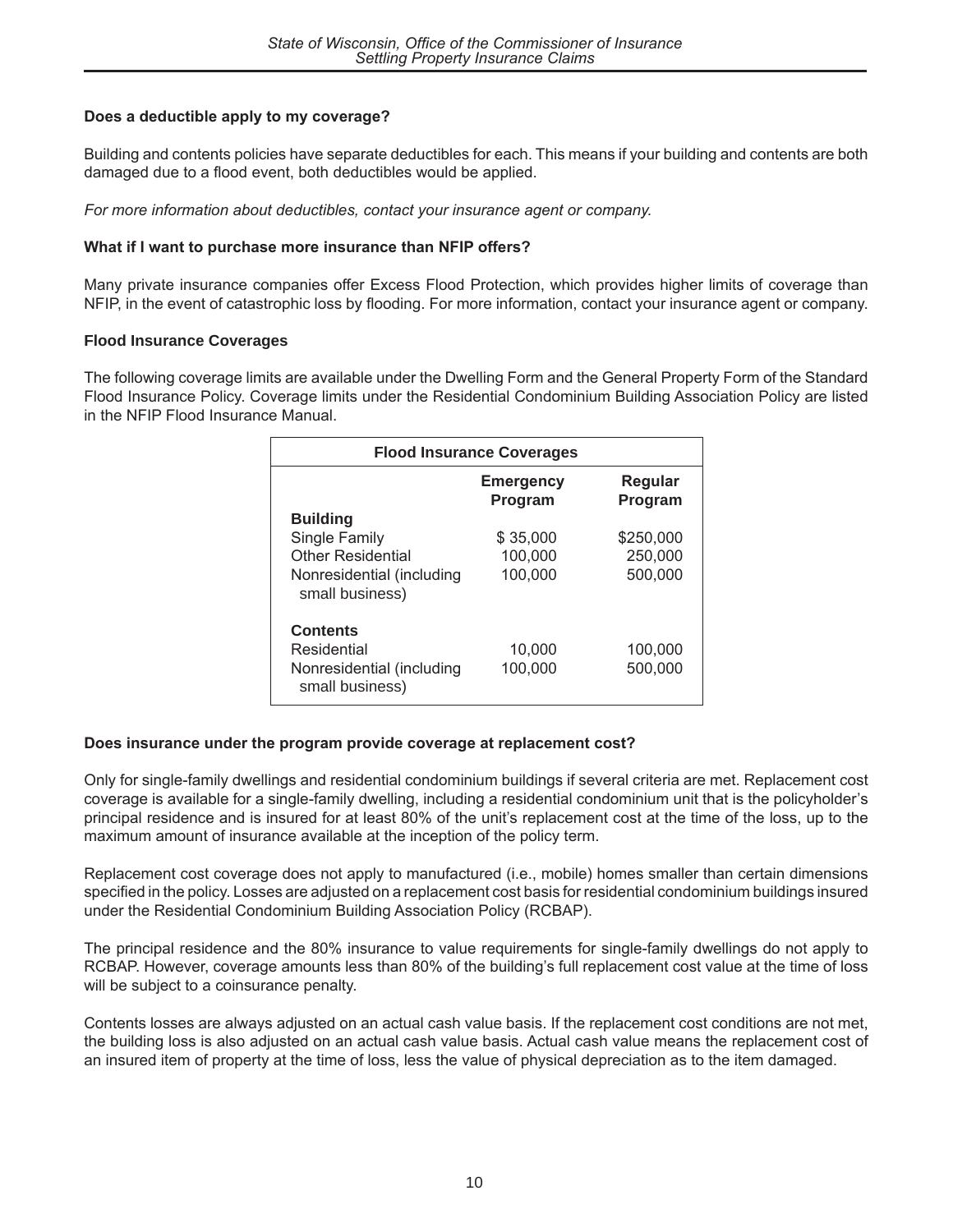### Does a deductible apply to my coverage?

Building and contents policies have separate deductibles for each. This means if your building and contents are both damaged due to a flood event, both deductibles would be applied.

*For more information about deductibles, contact your insurance agent or company.*

### What if I want to purchase more insurance than NFIP offers?

Many private insurance companies offer Excess Flood Protection, which provides higher limits of coverage than NFIP, in the event of catastrophic loss by flooding. For more information, contact your insurance agent or company.

### Flood Insurance Coverages

The following coverage limits are available under the Dwelling Form and the General Property Form of the Standard Flood Insurance Policy. Coverage limits under the Residential Condominium Building Association Policy are listed in the NFIP Flood Insurance Manual.

| Flood Insurance Coverages | Emergency Program | Regular Program |
|---|---|---|
| **Building** | | |
| Single Family | $ 35,000 | $250,000 |
| Other Residential | 100,000 | 250,000 |
| Nonresidential (including small business) | 100,000 | 500,000 |
| **Contents** | | |
| Residential | 10,000 | 100,000 |
| Nonresidential (including small business) | 100,000 | 500,000 |

### Does insurance under the program provide coverage at replacement cost?

Only for single-family dwellings and residential condominium buildings if several criteria are met. Replacement cost coverage is available for a single-family dwelling, including a residential condominium unit that is the policyholder's principal residence and is insured for at least 80% of the unit's replacement cost at the time of the loss, up to the maximum amount of insurance available at the inception of the policy term.

Replacement cost coverage does not apply to manufactured (i.e., mobile) homes smaller than certain dimensions specified in the policy. Losses are adjusted on a replacement cost basis for residential condominium buildings insured under the Residential Condominium Building Association Policy (RCBAP).

The principal residence and the 80% insurance to value requirements for single-family dwellings do not apply to RCBAP. However, coverage amounts less than 80% of the building's full replacement cost value at the time of loss will be subject to a coinsurance penalty.

Contents losses are always adjusted on an actual cash value basis. If the replacement cost conditions are not met, the building loss is also adjusted on an actual cash value basis. Actual cash value means the replacement cost of an insured item of property at the time of loss, less the value of physical depreciation as to the item damaged.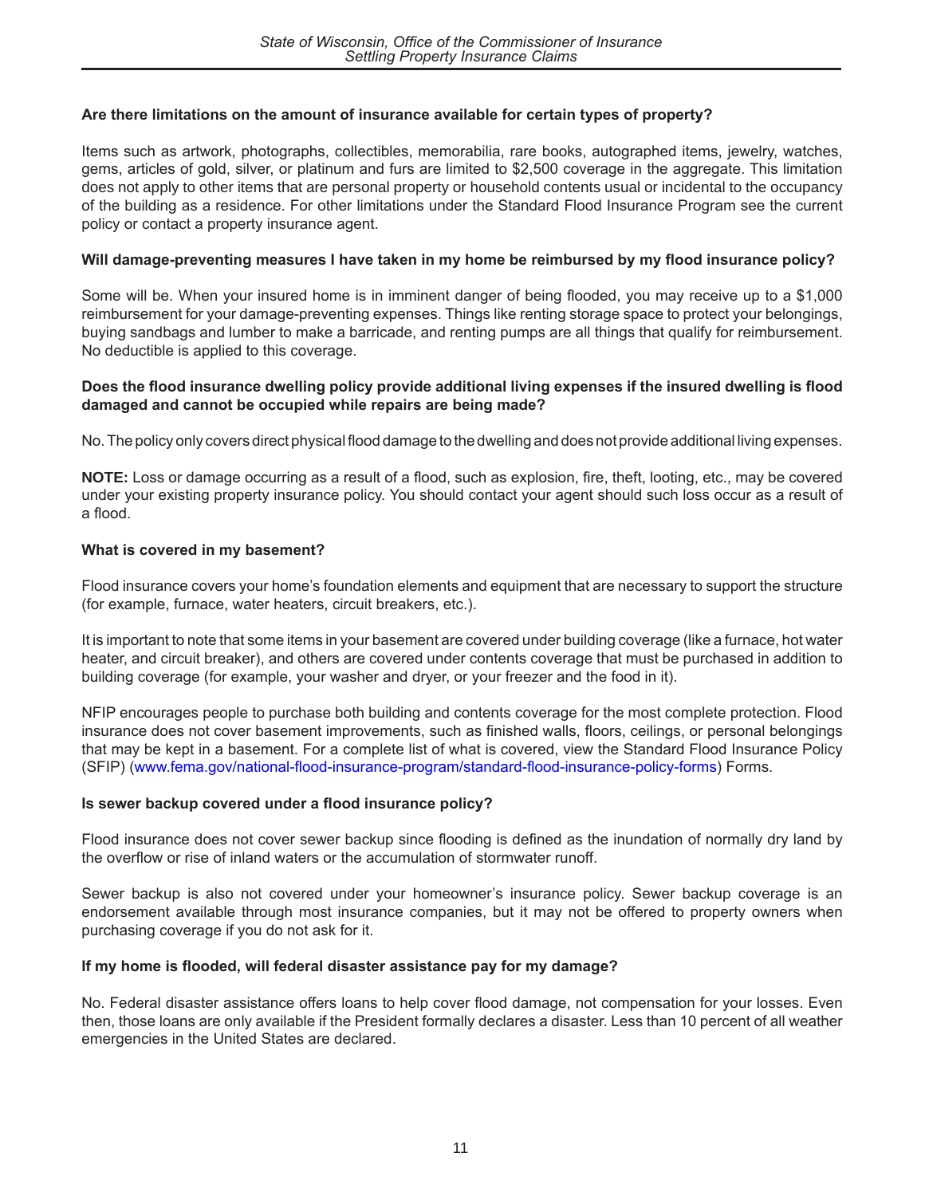**Are there limitations on the amount of insurance available for certain types of property?**

Items such as artwork, photographs, collectibles, memorabilia, rare books, autographed items, jewelry, watches, gems, articles of gold, silver, or platinum and furs are limited to $2,500 coverage in the aggregate. This limitation does not apply to other items that are personal property or household contents usual or incidental to the occupancy of the building as a residence. For other limitations under the Standard Flood Insurance Program see the current policy or contact a property insurance agent.

**Will damage-preventing measures I have taken in my home be reimbursed by my flood insurance policy?**

Some will be. When your insured home is in imminent danger of being flooded, you may receive up to a $1,000 reimbursement for your damage-preventing expenses. Things like renting storage space to protect your belongings, buying sandbags and lumber to make a barricade, and renting pumps are all things that qualify for reimbursement. No deductible is applied to this coverage.

**Does the flood insurance dwelling policy provide additional living expenses if the insured dwelling is flood damaged and cannot be occupied while repairs are being made?**

No. The policy only covers direct physical flood damage to the dwelling and does not provide additional living expenses.

**NOTE:** Loss or damage occurring as a result of a flood, such as explosion, fire, theft, looting, etc., may be covered under your existing property insurance policy. You should contact your agent should such loss occur as a result of a flood.

**What is covered in my basement?**

Flood insurance covers your home's foundation elements and equipment that are necessary to support the structure (for example, furnace, water heaters, circuit breakers, etc.).

It is important to note that some items in your basement are covered under building coverage (like a furnace, hot water heater, and circuit breaker), and others are covered under contents coverage that must be purchased in addition to building coverage (for example, your washer and dryer, or your freezer and the food in it).

NFIP encourages people to purchase both building and contents coverage for the most complete protection. Flood insurance does not cover basement improvements, such as finished walls, floors, ceilings, or personal belongings that may be kept in a basement. For a complete list of what is covered, view the Standard Flood Insurance Policy (SFIP) (www.fema.gov/national-flood-insurance-program/standard-flood-insurance-policy-forms) Forms.

**Is sewer backup covered under a flood insurance policy?**

Flood insurance does not cover sewer backup since flooding is defined as the inundation of normally dry land by the overflow or rise of inland waters or the accumulation of stormwater runoff.

Sewer backup is also not covered under your homeowner's insurance policy. Sewer backup coverage is an endorsement available through most insurance companies, but it may not be offered to property owners when purchasing coverage if you do not ask for it.

**If my home is flooded, will federal disaster assistance pay for my damage?**

No. Federal disaster assistance offers loans to help cover flood damage, not compensation for your losses. Even then, those loans are only available if the President formally declares a disaster. Less than 10 percent of all weather emergencies in the United States are declared.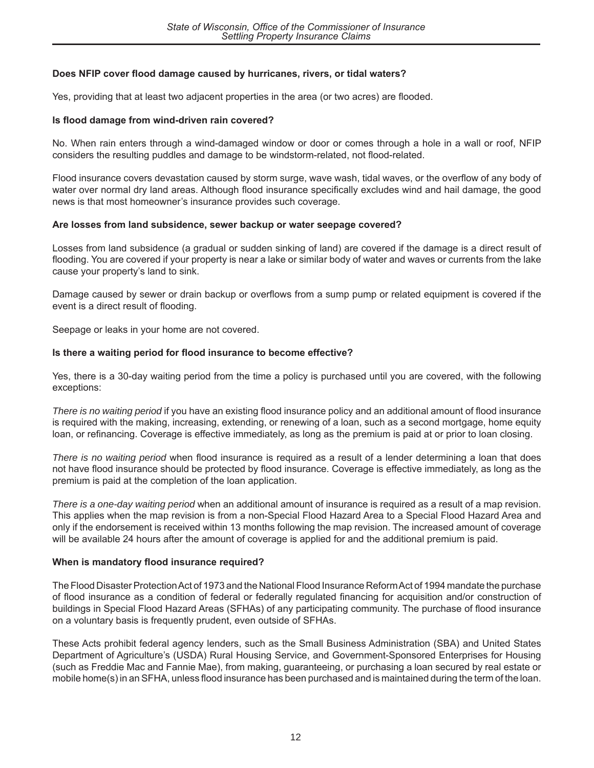### Does NFIP cover flood damage caused by hurricanes, rivers, or tidal waters?

Yes, providing that at least two adjacent properties in the area (or two acres) are flooded.

### Is flood damage from wind-driven rain covered?

No. When rain enters through a wind-damaged window or door or comes through a hole in a wall or roof, NFIP considers the resulting puddles and damage to be windstorm-related, not flood-related.

Flood insurance covers devastation caused by storm surge, wave wash, tidal waves, or the overflow of any body of water over normal dry land areas. Although flood insurance specifically excludes wind and hail damage, the good news is that most homeowner's insurance provides such coverage.

### Are losses from land subsidence, sewer backup or water seepage covered?

Losses from land subsidence (a gradual or sudden sinking of land) are covered if the damage is a direct result of flooding. You are covered if your property is near a lake or similar body of water and waves or currents from the lake cause your property's land to sink.

Damage caused by sewer or drain backup or overflows from a sump pump or related equipment is covered if the event is a direct result of flooding.

Seepage or leaks in your home are not covered.

### Is there a waiting period for flood insurance to become effective?

Yes, there is a 30-day waiting period from the time a policy is purchased until you are covered, with the following exceptions:

*There is no waiting period* if you have an existing flood insurance policy and an additional amount of flood insurance is required with the making, increasing, extending, or renewing of a loan, such as a second mortgage, home equity loan, or refinancing. Coverage is effective immediately, as long as the premium is paid at or prior to loan closing.

*There is no waiting period* when flood insurance is required as a result of a lender determining a loan that does not have flood insurance should be protected by flood insurance. Coverage is effective immediately, as long as the premium is paid at the completion of the loan application.

*There is a one-day waiting period* when an additional amount of insurance is required as a result of a map revision. This applies when the map revision is from a non-Special Flood Hazard Area to a Special Flood Hazard Area and only if the endorsement is received within 13 months following the map revision. The increased amount of coverage will be available 24 hours after the amount of coverage is applied for and the additional premium is paid.

### When is mandatory flood insurance required?

The Flood Disaster Protection Act of 1973 and the National Flood Insurance Reform Act of 1994 mandate the purchase of flood insurance as a condition of federal or federally regulated financing for acquisition and/or construction of buildings in Special Flood Hazard Areas (SFHAs) of any participating community. The purchase of flood insurance on a voluntary basis is frequently prudent, even outside of SFHAs.

These Acts prohibit federal agency lenders, such as the Small Business Administration (SBA) and United States Department of Agriculture's (USDA) Rural Housing Service, and Government-Sponsored Enterprises for Housing (such as Freddie Mac and Fannie Mae), from making, guaranteeing, or purchasing a loan secured by real estate or mobile home(s) in an SFHA, unless flood insurance has been purchased and is maintained during the term of the loan.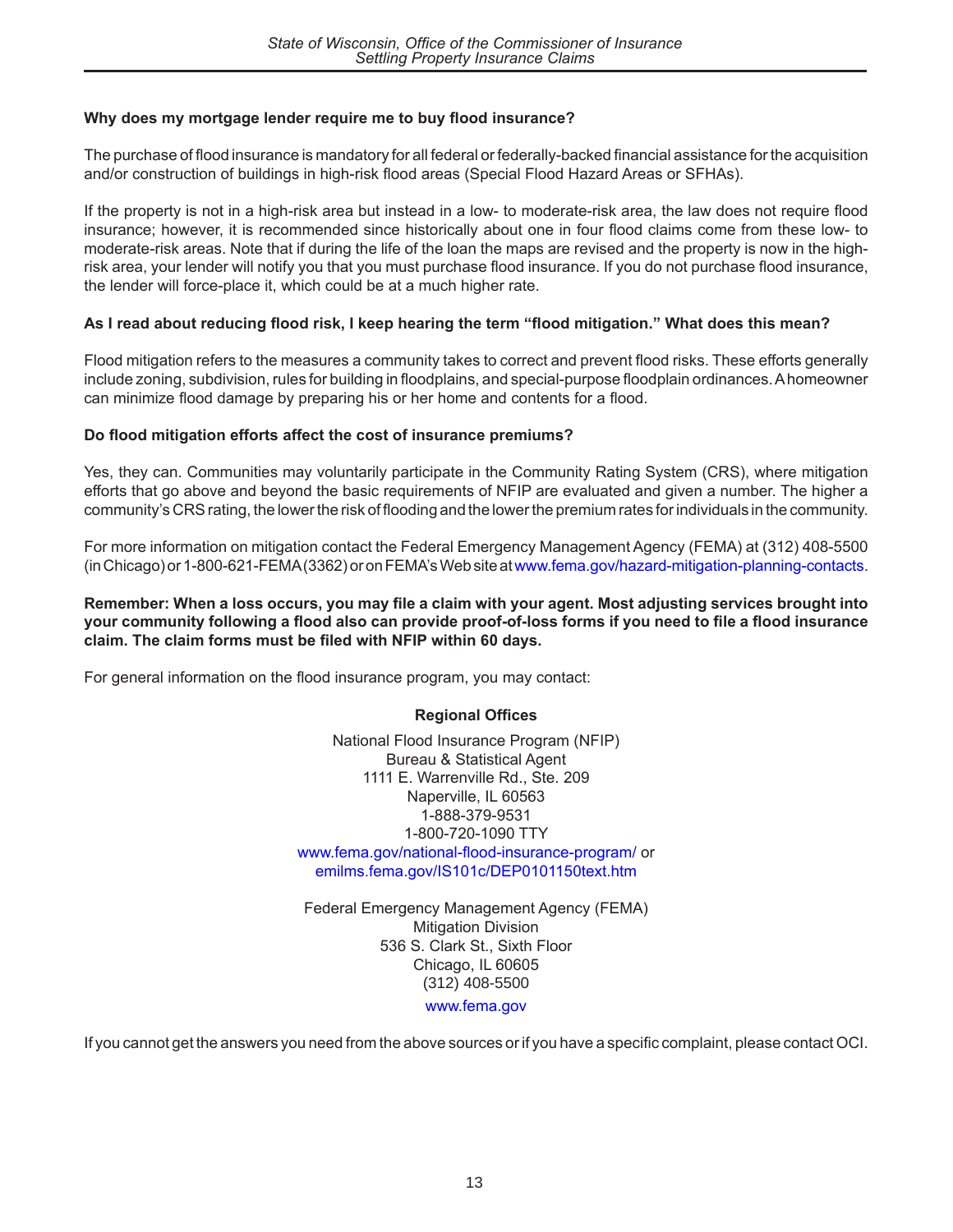**Why does my mortgage lender require me to buy flood insurance?**

The purchase of flood insurance is mandatory for all federal or federally-backed financial assistance for the acquisition and/or construction of buildings in high-risk flood areas (Special Flood Hazard Areas or SFHAs).

If the property is not in a high-risk area but instead in a low- to moderate-risk area, the law does not require flood insurance; however, it is recommended since historically about one in four flood claims come from these low- to moderate-risk areas. Note that if during the life of the loan the maps are revised and the property is now in the high-risk area, your lender will notify you that you must purchase flood insurance. If you do not purchase flood insurance, the lender will force-place it, which could be at a much higher rate.

**As I read about reducing flood risk, I keep hearing the term "flood mitigation." What does this mean?**

Flood mitigation refers to the measures a community takes to correct and prevent flood risks. These efforts generally include zoning, subdivision, rules for building in floodplains, and special-purpose floodplain ordinances. A homeowner can minimize flood damage by preparing his or her home and contents for a flood.

**Do flood mitigation efforts affect the cost of insurance premiums?**

Yes, they can. Communities may voluntarily participate in the Community Rating System (CRS), where mitigation efforts that go above and beyond the basic requirements of NFIP are evaluated and given a number. The higher a community's CRS rating, the lower the risk of flooding and the lower the premium rates for individuals in the community.

For more information on mitigation contact the Federal Emergency Management Agency (FEMA) at (312) 408-5500 (in Chicago) or 1-800-621-FEMA (3362) or on FEMA's Web site at www.fema.gov/hazard-mitigation-planning-contacts.

**Remember: When a loss occurs, you may file a claim with your agent. Most adjusting services brought into your community following a flood also can provide proof-of-loss forms if you need to file a flood insurance claim. The claim forms must be filed with NFIP within 60 days.**

For general information on the flood insurance program, you may contact:

**Regional Offices**

National Flood Insurance Program (NFIP)
Bureau & Statistical Agent
1111 E. Warrenville Rd., Ste. 209
Naperville, IL 60563
1-888-379-9531
1-800-720-1090 TTY
www.fema.gov/national-flood-insurance-program/ or
emilms.fema.gov/IS101c/DEP0101150text.htm

Federal Emergency Management Agency (FEMA)
Mitigation Division
536 S. Clark St., Sixth Floor
Chicago, IL 60605
(312) 408-5500
www.fema.gov

If you cannot get the answers you need from the above sources or if you have a specific complaint, please contact OCI.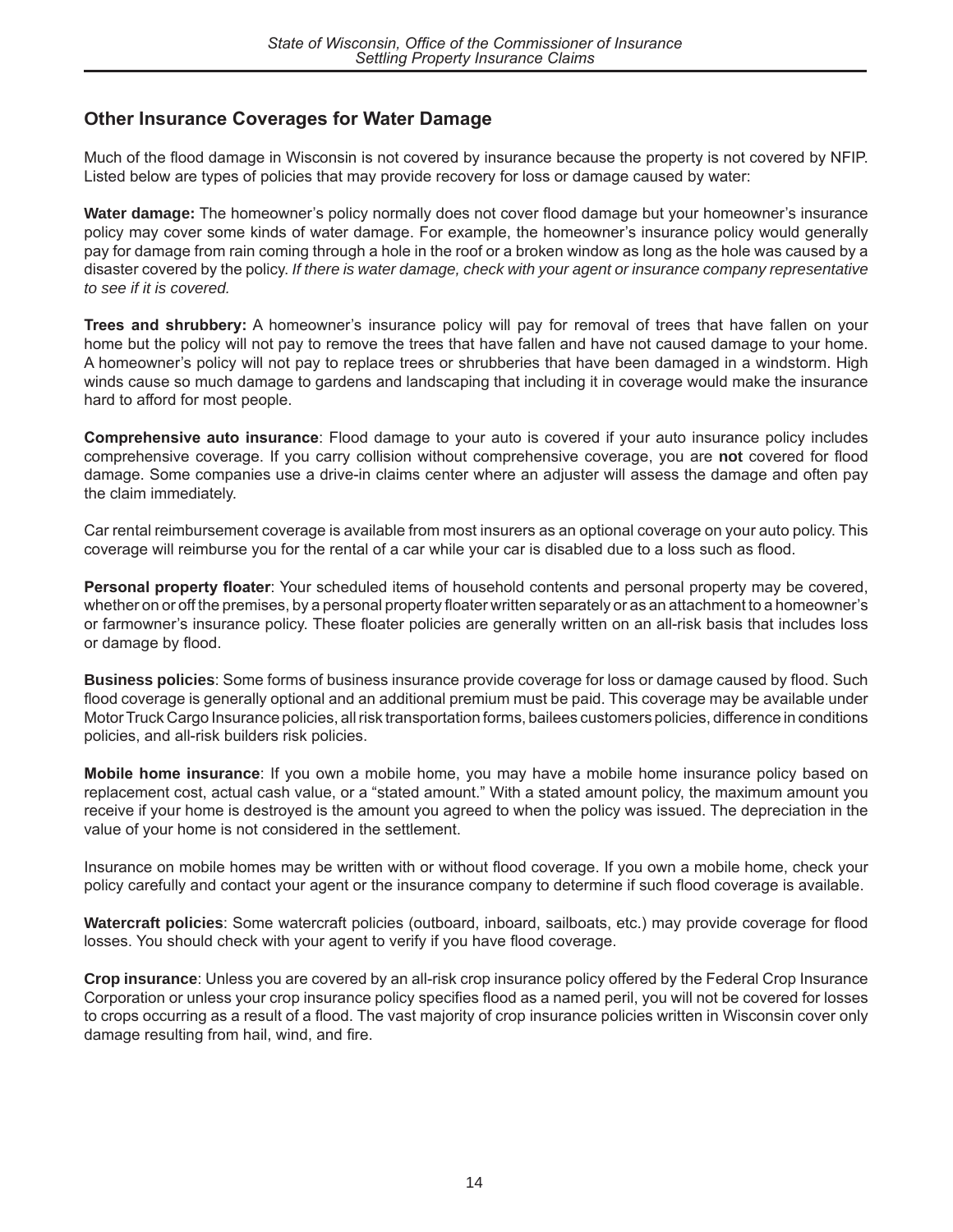## Other Insurance Coverages for Water Damage

Much of the flood damage in Wisconsin is not covered by insurance because the property is not covered by NFIP. Listed below are types of policies that may provide recovery for loss or damage caused by water:

**Water damage:** The homeowner's policy normally does not cover flood damage but your homeowner's insurance policy may cover some kinds of water damage. For example, the homeowner's insurance policy would generally pay for damage from rain coming through a hole in the roof or a broken window as long as the hole was caused by a disaster covered by the policy. *If there is water damage, check with your agent or insurance company representative to see if it is covered.*

**Trees and shrubbery:** A homeowner's insurance policy will pay for removal of trees that have fallen on your home but the policy will not pay to remove the trees that have fallen and have not caused damage to your home. A homeowner's policy will not pay to replace trees or shrubberies that have been damaged in a windstorm. High winds cause so much damage to gardens and landscaping that including it in coverage would make the insurance hard to afford for most people.

**Comprehensive auto insurance**: Flood damage to your auto is covered if your auto insurance policy includes comprehensive coverage. If you carry collision without comprehensive coverage, you are **not** covered for flood damage. Some companies use a drive-in claims center where an adjuster will assess the damage and often pay the claim immediately.

Car rental reimbursement coverage is available from most insurers as an optional coverage on your auto policy. This coverage will reimburse you for the rental of a car while your car is disabled due to a loss such as flood.

**Personal property floater**: Your scheduled items of household contents and personal property may be covered, whether on or off the premises, by a personal property floater written separately or as an attachment to a homeowner's or farmowner's insurance policy. These floater policies are generally written on an all-risk basis that includes loss or damage by flood.

**Business policies**: Some forms of business insurance provide coverage for loss or damage caused by flood. Such flood coverage is generally optional and an additional premium must be paid. This coverage may be available under Motor Truck Cargo Insurance policies, all risk transportation forms, bailees customers policies, difference in conditions policies, and all-risk builders risk policies.

**Mobile home insurance**: If you own a mobile home, you may have a mobile home insurance policy based on replacement cost, actual cash value, or a "stated amount." With a stated amount policy, the maximum amount you receive if your home is destroyed is the amount you agreed to when the policy was issued. The depreciation in the value of your home is not considered in the settlement.

Insurance on mobile homes may be written with or without flood coverage. If you own a mobile home, check your policy carefully and contact your agent or the insurance company to determine if such flood coverage is available.

**Watercraft policies**: Some watercraft policies (outboard, inboard, sailboats, etc.) may provide coverage for flood losses. You should check with your agent to verify if you have flood coverage.

**Crop insurance**: Unless you are covered by an all-risk crop insurance policy offered by the Federal Crop Insurance Corporation or unless your crop insurance policy specifies flood as a named peril, you will not be covered for losses to crops occurring as a result of a flood. The vast majority of crop insurance policies written in Wisconsin cover only damage resulting from hail, wind, and fire.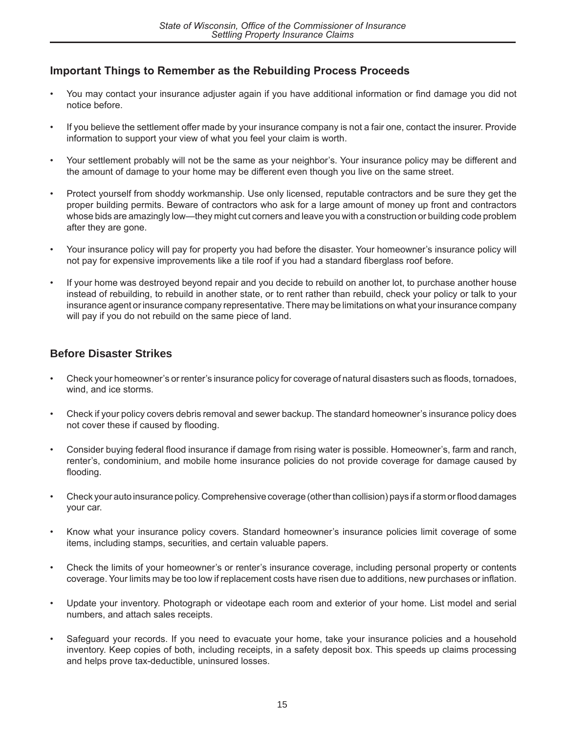## Important Things to Remember as the Rebuilding Process Proceeds

- You may contact your insurance adjuster again if you have additional information or find damage you did not notice before.
- If you believe the settlement offer made by your insurance company is not a fair one, contact the insurer. Provide information to support your view of what you feel your claim is worth.
- Your settlement probably will not be the same as your neighbor's. Your insurance policy may be different and the amount of damage to your home may be different even though you live on the same street.
- Protect yourself from shoddy workmanship. Use only licensed, reputable contractors and be sure they get the proper building permits. Beware of contractors who ask for a large amount of money up front and contractors whose bids are amazingly low—they might cut corners and leave you with a construction or building code problem after they are gone.
- Your insurance policy will pay for property you had before the disaster. Your homeowner's insurance policy will not pay for expensive improvements like a tile roof if you had a standard fiberglass roof before.
- If your home was destroyed beyond repair and you decide to rebuild on another lot, to purchase another house instead of rebuilding, to rebuild in another state, or to rent rather than rebuild, check your policy or talk to your insurance agent or insurance company representative. There may be limitations on what your insurance company will pay if you do not rebuild on the same piece of land.

## Before Disaster Strikes

- Check your homeowner's or renter's insurance policy for coverage of natural disasters such as floods, tornadoes, wind, and ice storms.
- Check if your policy covers debris removal and sewer backup. The standard homeowner's insurance policy does not cover these if caused by flooding.
- Consider buying federal flood insurance if damage from rising water is possible. Homeowner's, farm and ranch, renter's, condominium, and mobile home insurance policies do not provide coverage for damage caused by flooding.
- Check your auto insurance policy. Comprehensive coverage (other than collision) pays if a storm or flood damages your car.
- Know what your insurance policy covers. Standard homeowner's insurance policies limit coverage of some items, including stamps, securities, and certain valuable papers.
- Check the limits of your homeowner's or renter's insurance coverage, including personal property or contents coverage. Your limits may be too low if replacement costs have risen due to additions, new purchases or inflation.
- Update your inventory. Photograph or videotape each room and exterior of your home. List model and serial numbers, and attach sales receipts.
- Safeguard your records. If you need to evacuate your home, take your insurance policies and a household inventory. Keep copies of both, including receipts, in a safety deposit box. This speeds up claims processing and helps prove tax-deductible, uninsured losses.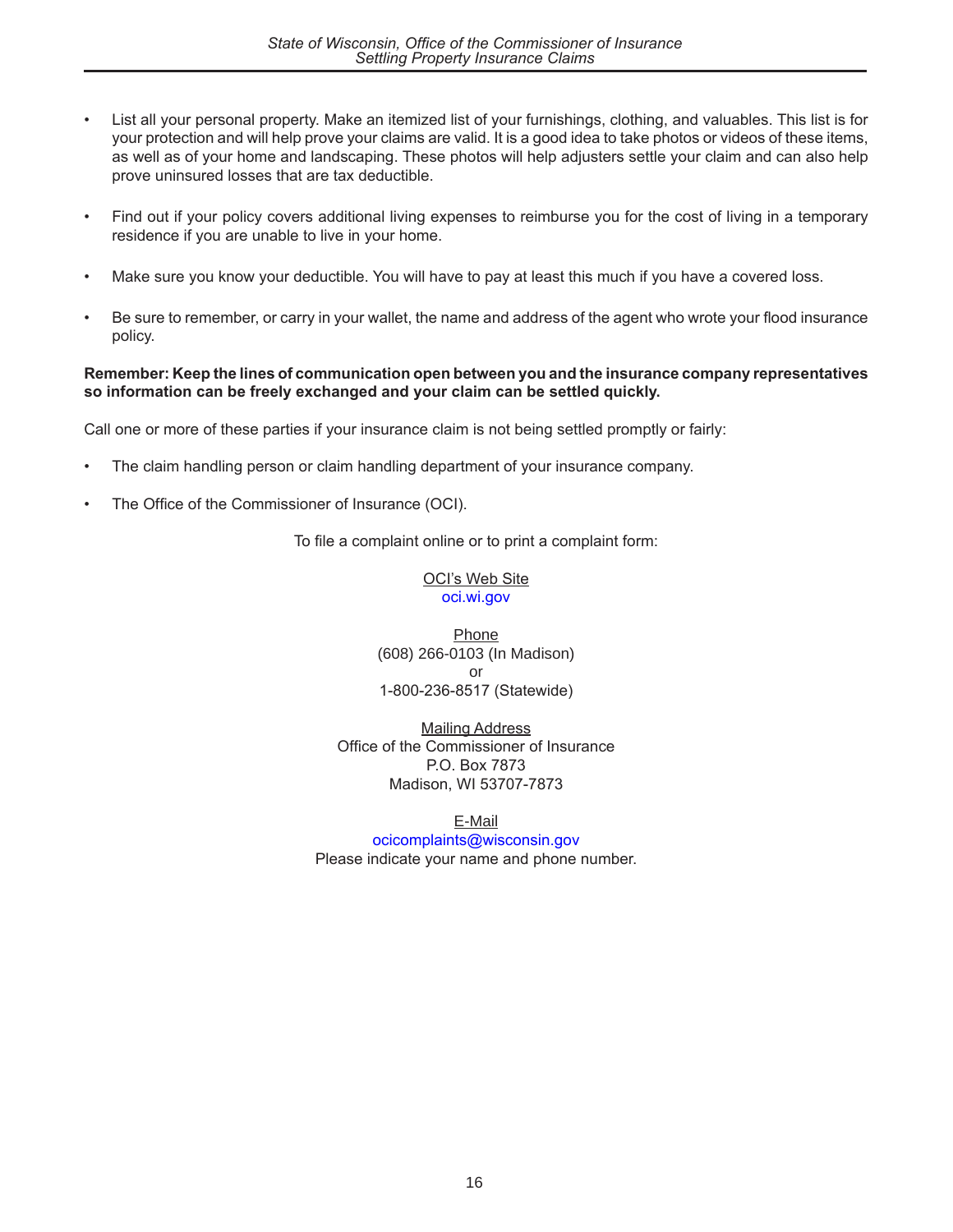- List all your personal property. Make an itemized list of your furnishings, clothing, and valuables. This list is for your protection and will help prove your claims are valid. It is a good idea to take photos or videos of these items, as well as of your home and landscaping. These photos will help adjusters settle your claim and can also help prove uninsured losses that are tax deductible.

- Find out if your policy covers additional living expenses to reimburse you for the cost of living in a temporary residence if you are unable to live in your home.

- Make sure you know your deductible. You will have to pay at least this much if you have a covered loss.

- Be sure to remember, or carry in your wallet, the name and address of the agent who wrote your flood insurance policy.

**Remember: Keep the lines of communication open between you and the insurance company representatives so information can be freely exchanged and your claim can be settled quickly.**

Call one or more of these parties if your insurance claim is not being settled promptly or fairly:

- The claim handling person or claim handling department of your insurance company.

- The Office of the Commissioner of Insurance (OCI).

To file a complaint online or to print a complaint form:

OCI's Web Site
oci.wi.gov

Phone
(608) 266-0103 (In Madison)
or
1-800-236-8517 (Statewide)

Mailing Address
Office of the Commissioner of Insurance
P.O. Box 7873
Madison, WI 53707-7873

E-Mail
ocicomplaints@wisconsin.gov
Please indicate your name and phone number.